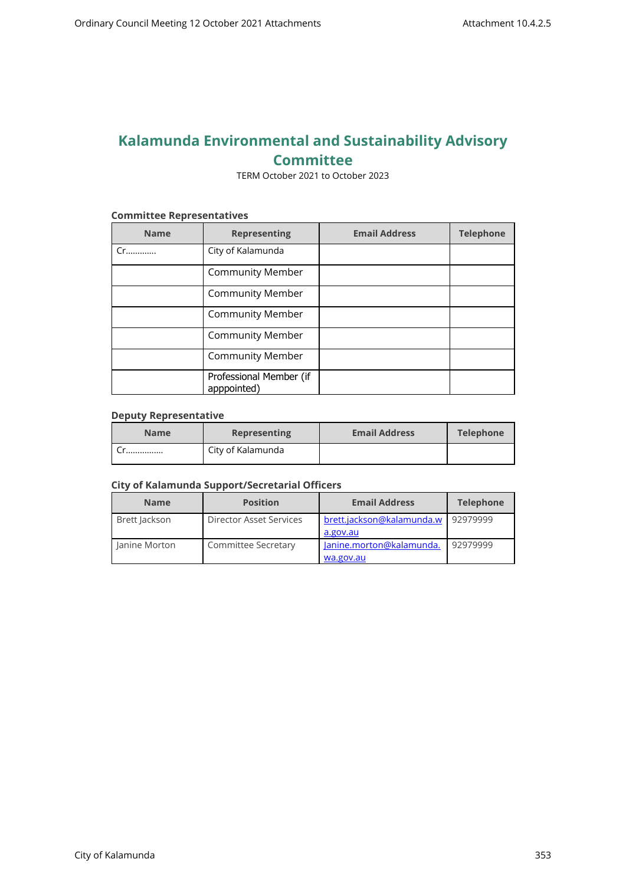# Kalamunda Environmental and Sustainability Advisory Committee

TERM October 2021 to October 2023

### Committee Representatives

| Name | Representing | Email Address | Telephone |
|---|---|---|---|
| Cr………… | City of Kalamunda | | |
| | Community Member | | |
| | Community Member | | |
| | Community Member | | |
| | Community Member | | |
| | Community Member | | |
| | Professional Member (if apppointed) | | |

### Deputy Representative

| Name | Representing | Email Address | Telephone |
|---|---|---|---|
| Cr……………. | City of Kalamunda | | |

### City of Kalamunda Support/Secretarial Officers

| Name | Position | Email Address | Telephone |
|---|---|---|---|
| Brett Jackson | Director Asset Services | brett.jackson@kalamunda.wa.gov.au | 92979999 |
| Janine Morton | Committee Secretary | Janine.morton@kalamunda.wa.gov.au | 92979999 |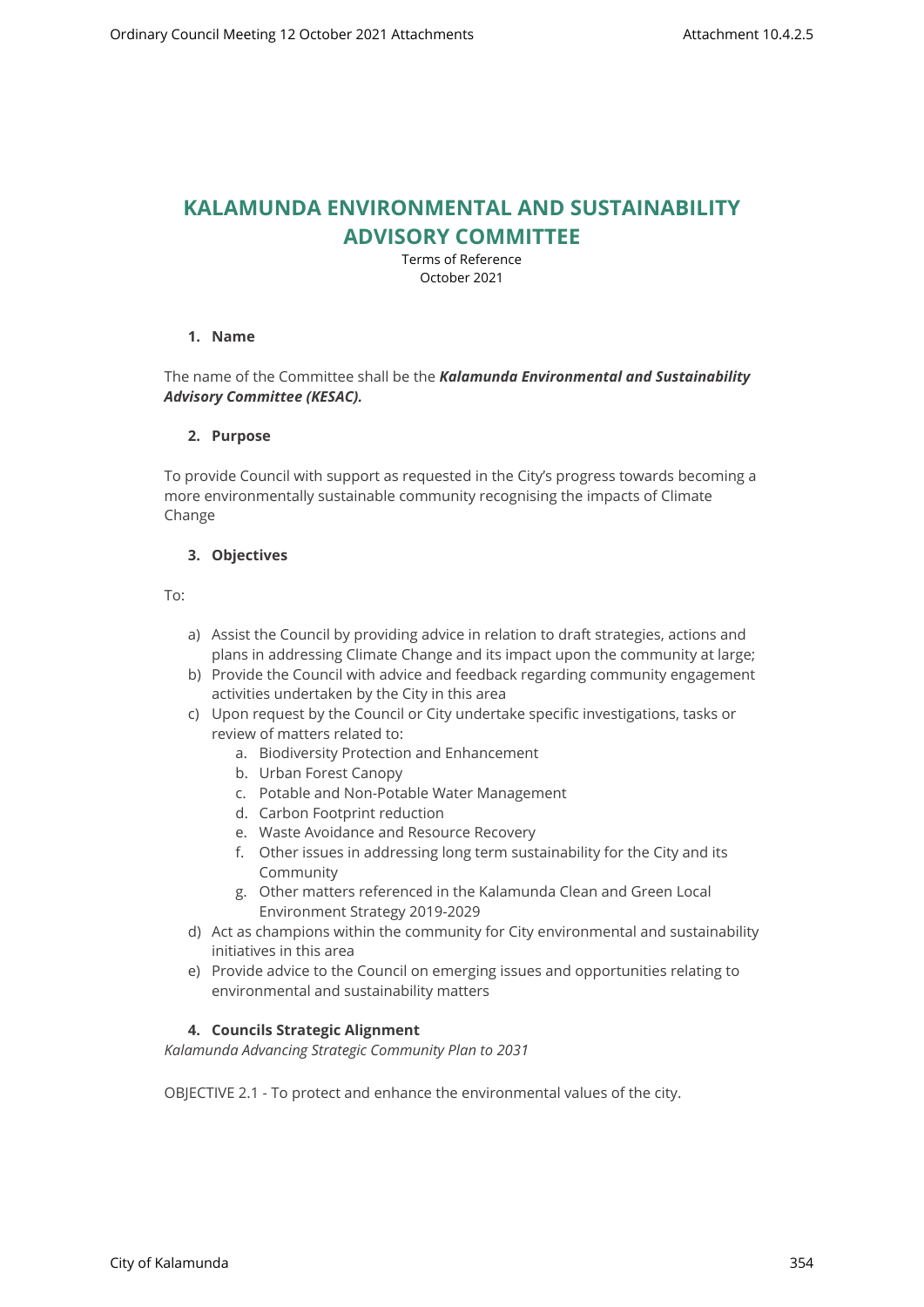# KALAMUNDA ENVIRONMENTAL AND SUSTAINABILITY ADVISORY COMMITTEE

Terms of Reference
October 2021

## 1. Name

The name of the Committee shall be the ***Kalamunda Environmental and Sustainability Advisory Committee (KESAC).***

## 2. Purpose

To provide Council with support as requested in the City's progress towards becoming a more environmentally sustainable community recognising the impacts of Climate Change

## 3. Objectives

To:

a) Assist the Council by providing advice in relation to draft strategies, actions and plans in addressing Climate Change and its impact upon the community at large;
b) Provide the Council with advice and feedback regarding community engagement activities undertaken by the City in this area
c) Upon request by the Council or City undertake specific investigations, tasks or review of matters related to:
   a. Biodiversity Protection and Enhancement
   b. Urban Forest Canopy
   c. Potable and Non-Potable Water Management
   d. Carbon Footprint reduction
   e. Waste Avoidance and Resource Recovery
   f. Other issues in addressing long term sustainability for the City and its Community
   g. Other matters referenced in the Kalamunda Clean and Green Local Environment Strategy 2019-2029
d) Act as champions within the community for City environmental and sustainability initiatives in this area
e) Provide advice to the Council on emerging issues and opportunities relating to environmental and sustainability matters

## 4. Councils Strategic Alignment

*Kalamunda Advancing Strategic Community Plan to 2031*

OBJECTIVE 2.1 - To protect and enhance the environmental values of the city.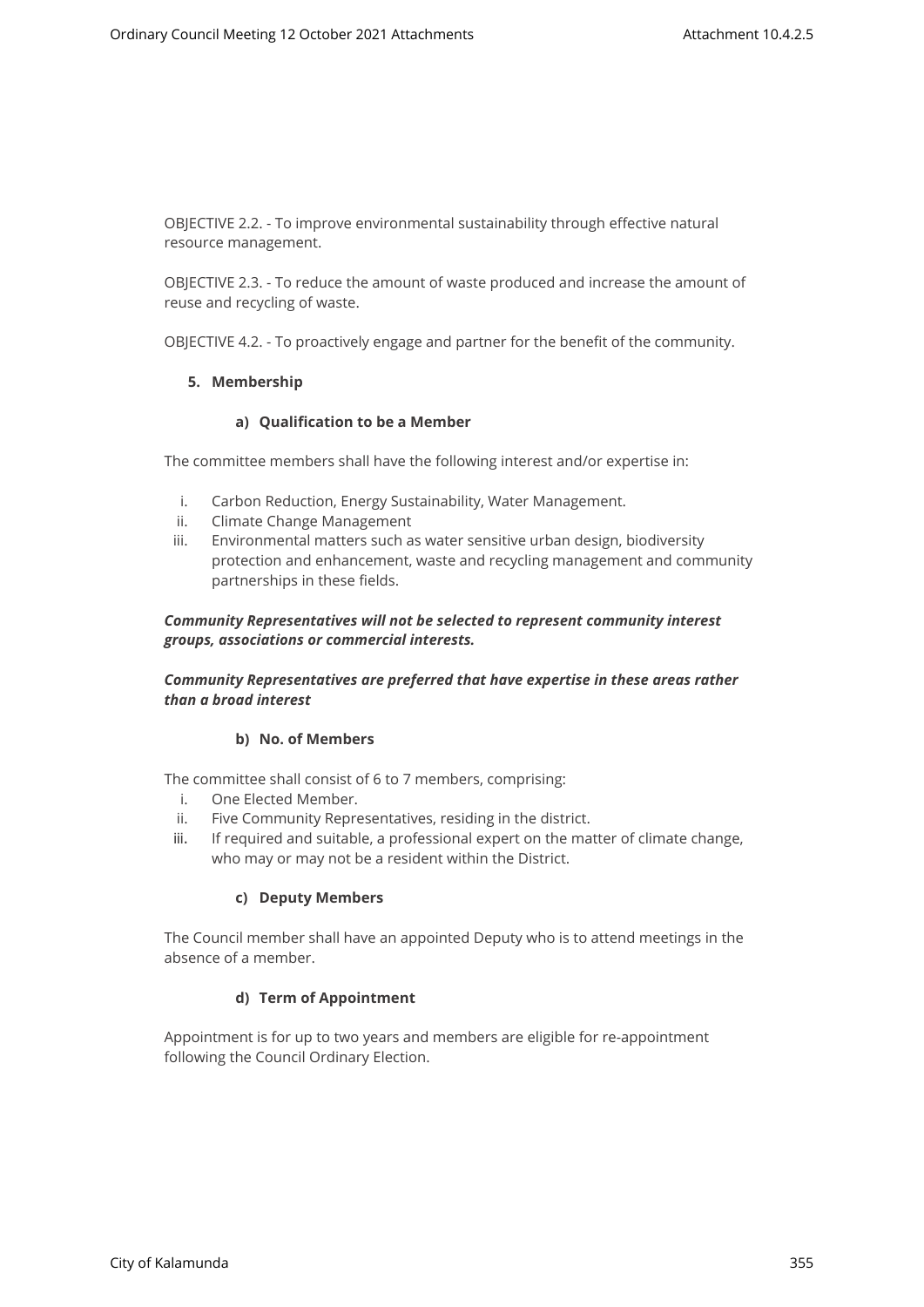OBJECTIVE 2.2. - To improve environmental sustainability through effective natural resource management.

OBJECTIVE 2.3. - To reduce the amount of waste produced and increase the amount of reuse and recycling of waste.

OBJECTIVE 4.2. - To proactively engage and partner for the benefit of the community.

## 5. Membership

### a) Qualification to be a Member

The committee members shall have the following interest and/or expertise in:

i. Carbon Reduction, Energy Sustainability, Water Management.
ii. Climate Change Management
iii. Environmental matters such as water sensitive urban design, biodiversity protection and enhancement, waste and recycling management and community partnerships in these fields.

***Community Representatives will not be selected to represent community interest groups, associations or commercial interests.***

***Community Representatives are preferred that have expertise in these areas rather than a broad interest***

### b) No. of Members

The committee shall consist of 6 to 7 members, comprising:

i. One Elected Member.
ii. Five Community Representatives, residing in the district.
iii. If required and suitable, a professional expert on the matter of climate change, who may or may not be a resident within the District.

### c) Deputy Members

The Council member shall have an appointed Deputy who is to attend meetings in the absence of a member.

### d) Term of Appointment

Appointment is for up to two years and members are eligible for re-appointment following the Council Ordinary Election.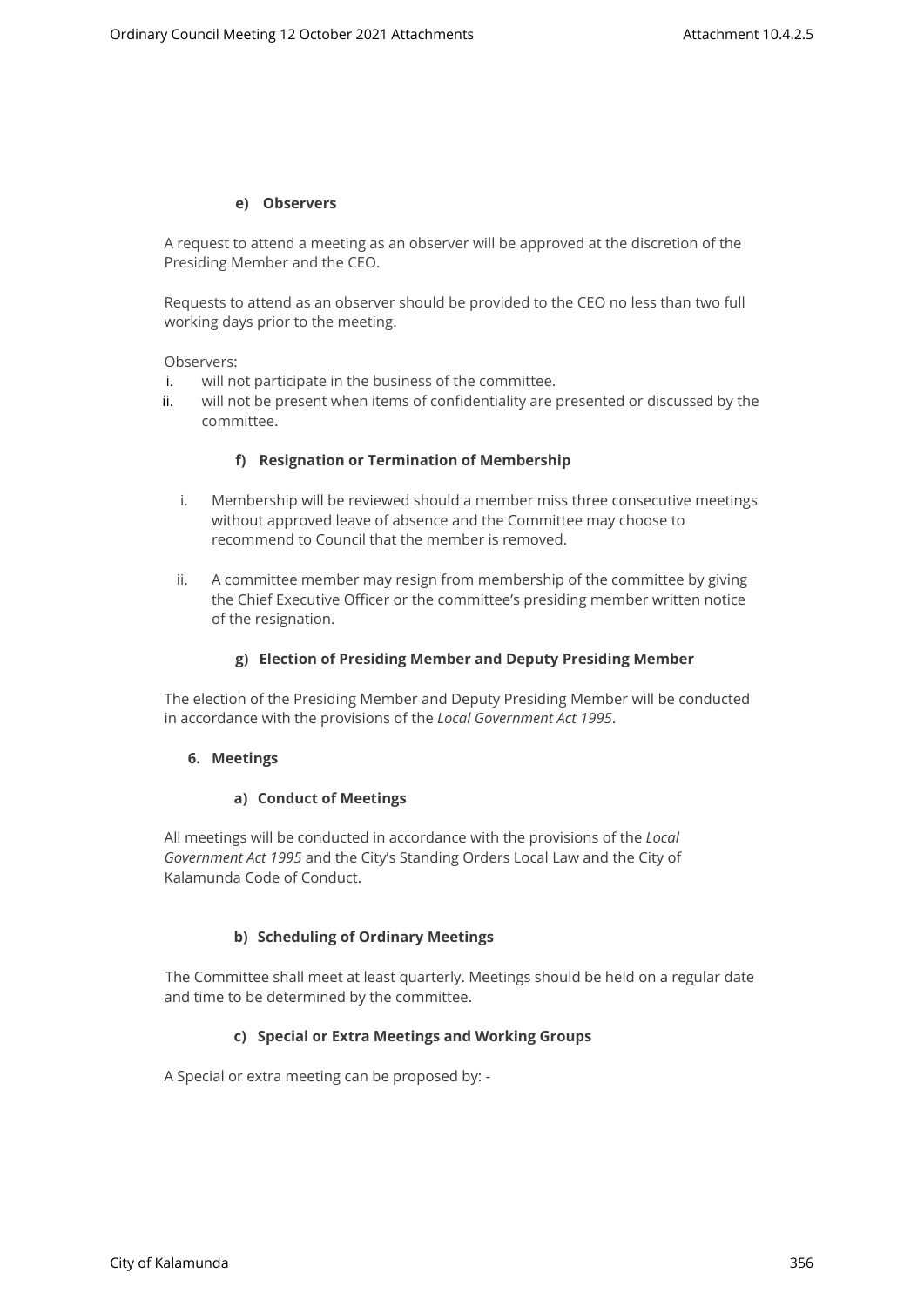#### e) Observers

A request to attend a meeting as an observer will be approved at the discretion of the Presiding Member and the CEO.

Requests to attend as an observer should be provided to the CEO no less than two full working days prior to the meeting.

Observers:

i. will not participate in the business of the committee.
ii. will not be present when items of confidentiality are presented or discussed by the committee.

#### f) Resignation or Termination of Membership

i. Membership will be reviewed should a member miss three consecutive meetings without approved leave of absence and the Committee may choose to recommend to Council that the member is removed.

ii. A committee member may resign from membership of the committee by giving the Chief Executive Officer or the committee's presiding member written notice of the resignation.

#### g) Election of Presiding Member and Deputy Presiding Member

The election of the Presiding Member and Deputy Presiding Member will be conducted in accordance with the provisions of the *Local Government Act 1995*.

### 6. Meetings

#### a) Conduct of Meetings

All meetings will be conducted in accordance with the provisions of the *Local Government Act 1995* and the City's Standing Orders Local Law and the City of Kalamunda Code of Conduct.

#### b) Scheduling of Ordinary Meetings

The Committee shall meet at least quarterly. Meetings should be held on a regular date and time to be determined by the committee.

#### c) Special or Extra Meetings and Working Groups

A Special or extra meeting can be proposed by: -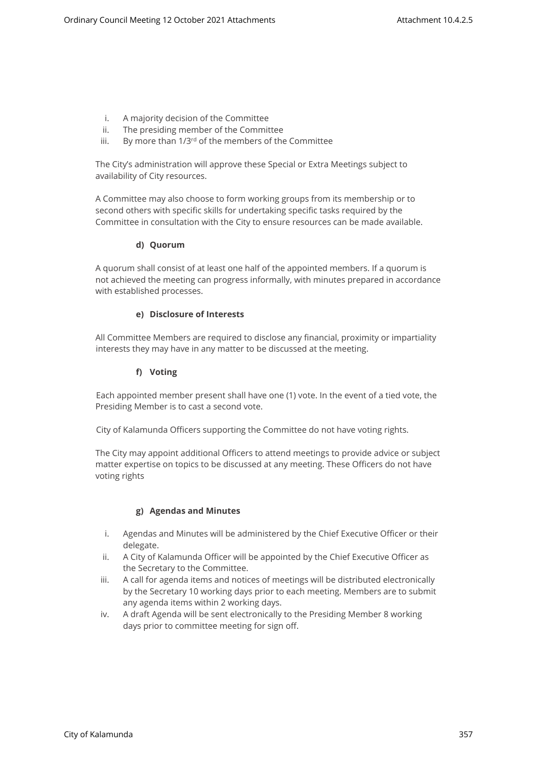i. A majority decision of the Committee
ii. The presiding member of the Committee
iii. By more than 1/3rd of the members of the Committee

The City's administration will approve these Special or Extra Meetings subject to availability of City resources.

A Committee may also choose to form working groups from its membership or to second others with specific skills for undertaking specific tasks required by the Committee in consultation with the City to ensure resources can be made available.

#### d) Quorum

A quorum shall consist of at least one half of the appointed members. If a quorum is not achieved the meeting can progress informally, with minutes prepared in accordance with established processes.

#### e) Disclosure of Interests

All Committee Members are required to disclose any financial, proximity or impartiality interests they may have in any matter to be discussed at the meeting.

#### f) Voting

Each appointed member present shall have one (1) vote. In the event of a tied vote, the Presiding Member is to cast a second vote.

City of Kalamunda Officers supporting the Committee do not have voting rights.

The City may appoint additional Officers to attend meetings to provide advice or subject matter expertise on topics to be discussed at any meeting. These Officers do not have voting rights

#### g) Agendas and Minutes

i. Agendas and Minutes will be administered by the Chief Executive Officer or their delegate.
ii. A City of Kalamunda Officer will be appointed by the Chief Executive Officer as the Secretary to the Committee.
iii. A call for agenda items and notices of meetings will be distributed electronically by the Secretary 10 working days prior to each meeting. Members are to submit any agenda items within 2 working days.
iv. A draft Agenda will be sent electronically to the Presiding Member 8 working days prior to committee meeting for sign off.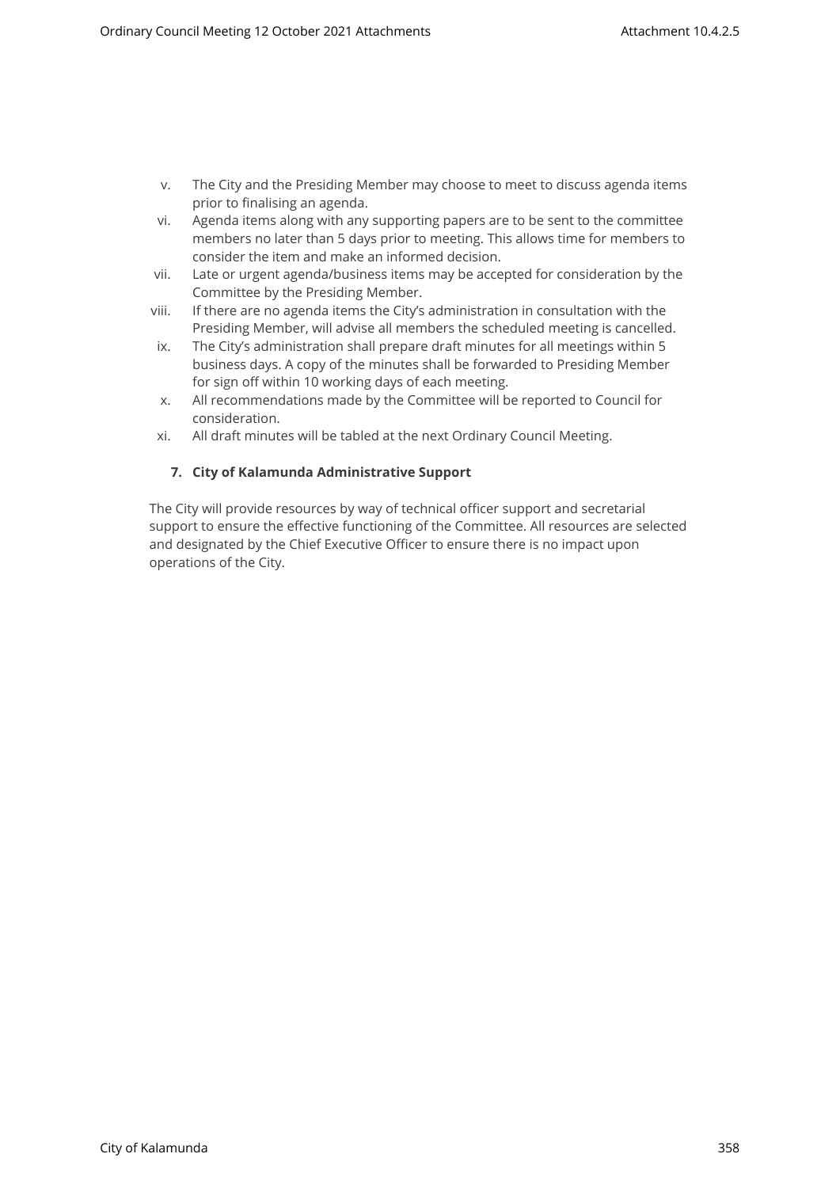v. The City and the Presiding Member may choose to meet to discuss agenda items prior to finalising an agenda.

vi. Agenda items along with any supporting papers are to be sent to the committee members no later than 5 days prior to meeting. This allows time for members to consider the item and make an informed decision.

vii. Late or urgent agenda/business items may be accepted for consideration by the Committee by the Presiding Member.

viii. If there are no agenda items the City's administration in consultation with the Presiding Member, will advise all members the scheduled meeting is cancelled.

ix. The City's administration shall prepare draft minutes for all meetings within 5 business days. A copy of the minutes shall be forwarded to Presiding Member for sign off within 10 working days of each meeting.

x. All recommendations made by the Committee will be reported to Council for consideration.

xi. All draft minutes will be tabled at the next Ordinary Council Meeting.

**7. City of Kalamunda Administrative Support**

The City will provide resources by way of technical officer support and secretarial support to ensure the effective functioning of the Committee. All resources are selected and designated by the Chief Executive Officer to ensure there is no impact upon operations of the City.